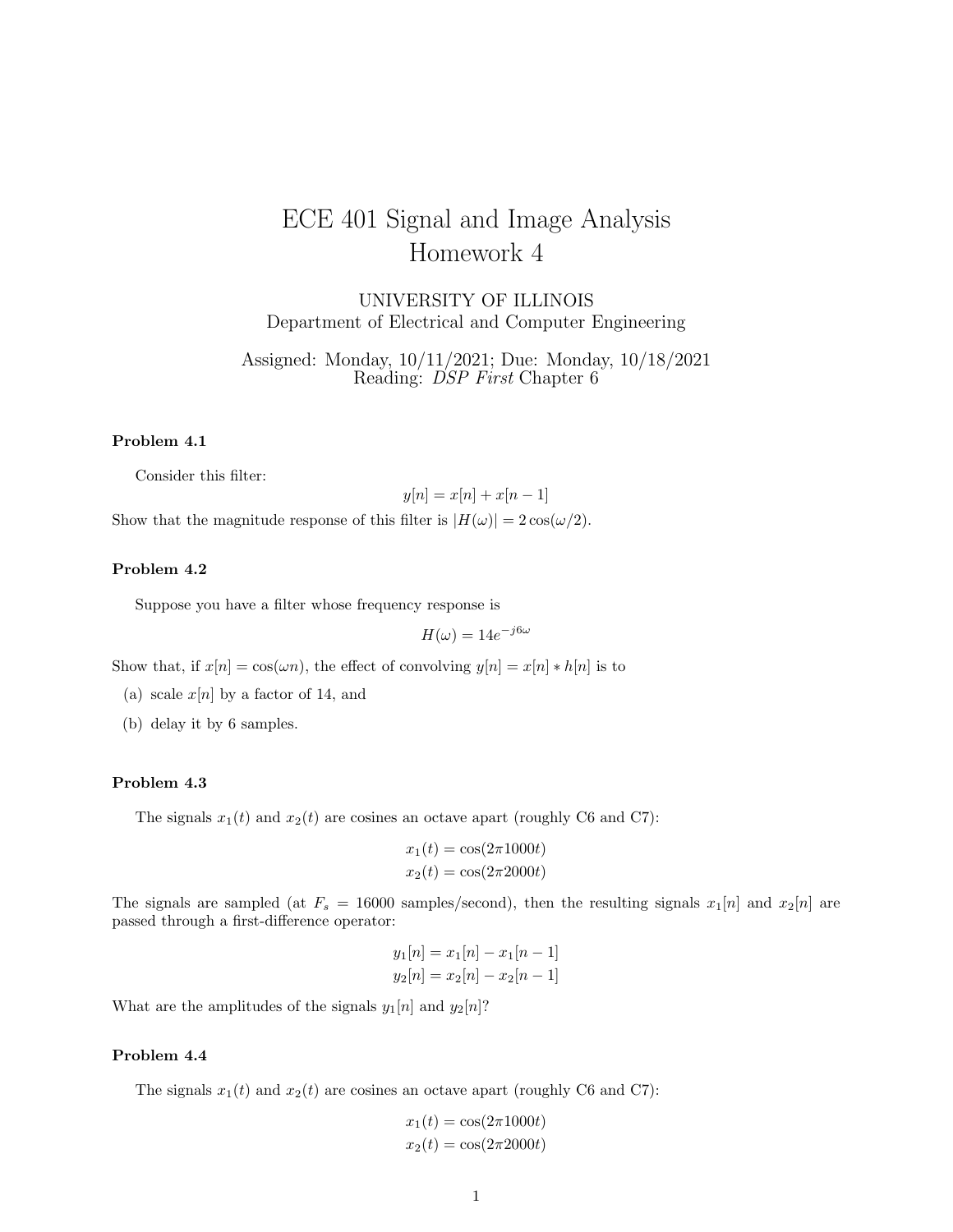# ECE 401 Signal and Image Analysis
# Homework 4

UNIVERSITY OF ILLINOIS
Department of Electrical and Computer Engineering

Assigned: Monday, 10/11/2021; Due: Monday, 10/18/2021
Reading: *DSP First* Chapter 6

### Problem 4.1

Consider this filter:

$$y[n] = x[n] + x[n-1]$$

Show that the magnitude response of this filter is $|H(\omega)| = 2\cos(\omega/2)$.

### Problem 4.2

Suppose you have a filter whose frequency response is

$$H(\omega) = 14e^{-j6\omega}$$

Show that, if $x[n] = \cos(\omega n)$, the effect of convolving $y[n] = x[n] * h[n]$ is to

(a) scale $x[n]$ by a factor of 14, and

(b) delay it by 6 samples.

### Problem 4.3

The signals $x_1(t)$ and $x_2(t)$ are cosines an octave apart (roughly C6 and C7):

$$x_1(t) = \cos(2\pi 1000t)$$
$$x_2(t) = \cos(2\pi 2000t)$$

The signals are sampled (at $F_s = 16000$ samples/second), then the resulting signals $x_1[n]$ and $x_2[n]$ are passed through a first-difference operator:

$$y_1[n] = x_1[n] - x_1[n-1]$$
$$y_2[n] = x_2[n] - x_2[n-1]$$

What are the amplitudes of the signals $y_1[n]$ and $y_2[n]$?

### Problem 4.4

The signals $x_1(t)$ and $x_2(t)$ are cosines an octave apart (roughly C6 and C7):

$$x_1(t) = \cos(2\pi 1000t)$$
$$x_2(t) = \cos(2\pi 2000t)$$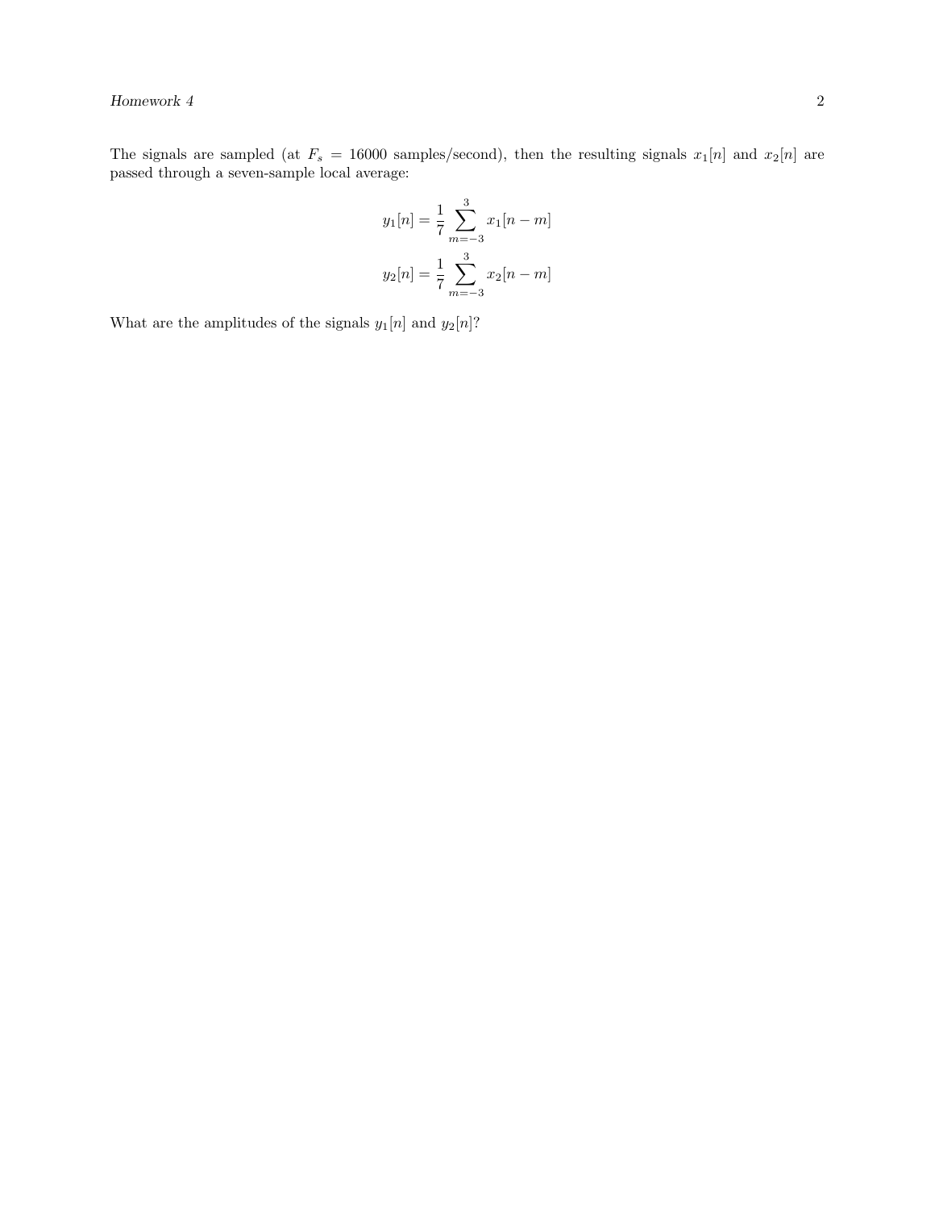The signals are sampled (at $F_s = 16000$ samples/second), then the resulting signals $x_1[n]$ and $x_2[n]$ are passed through a seven-sample local average:

$$y_1[n] = \frac{1}{7} \sum_{m=-3}^{3} x_1[n-m]$$

$$y_2[n] = \frac{1}{7} \sum_{m=-3}^{3} x_2[n-m]$$

What are the amplitudes of the signals $y_1[n]$ and $y_2[n]$?